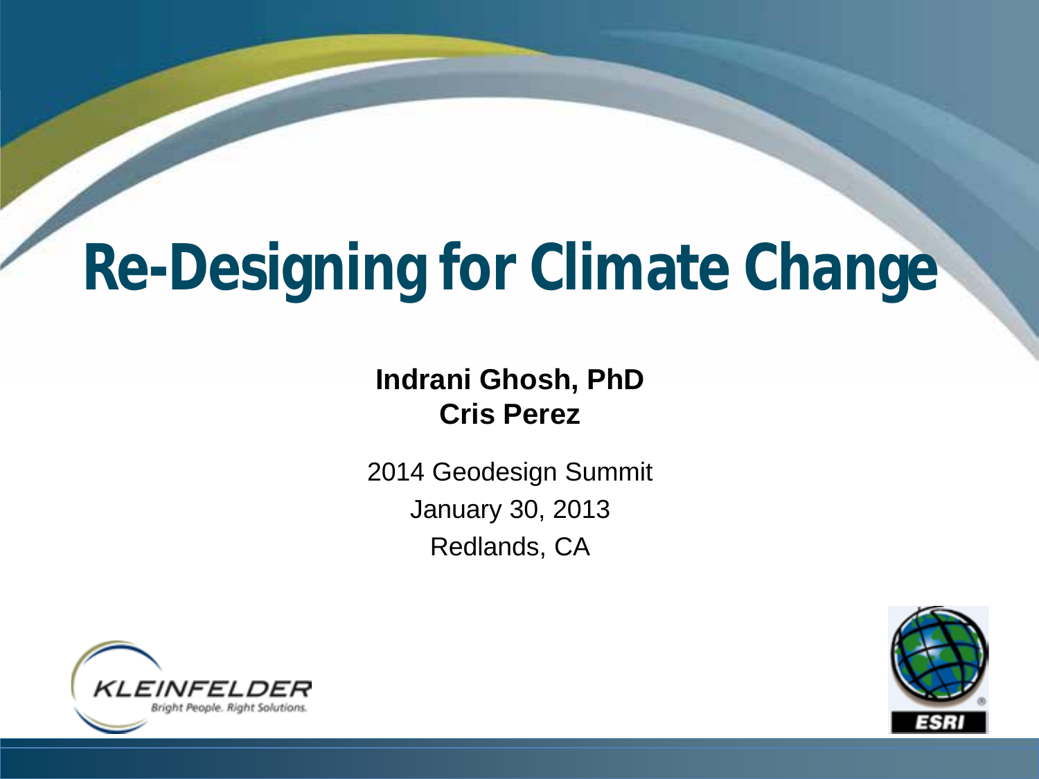# Re-Designing for Climate Change

**Indrani Ghosh, PhD**
**Cris Perez**

2014 Geodesign Summit

January 30, 2013

Redlands, CA

KLEINFELDER
Bright People. Right Solutions.

ESRI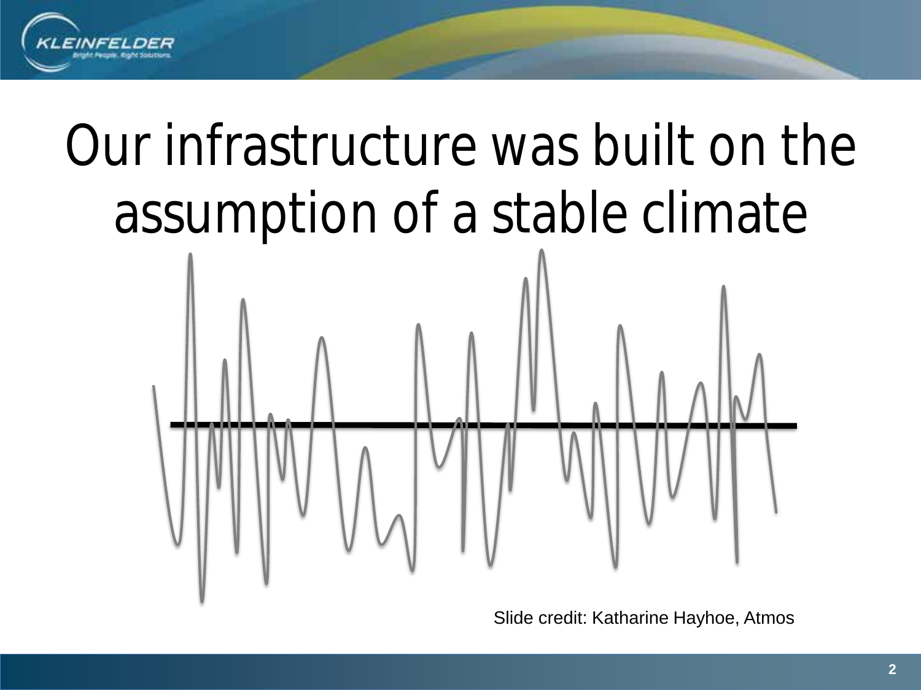# Our infrastructure was built on the assumption of a stable climate

Slide credit: Katharine Hayhoe, Atmos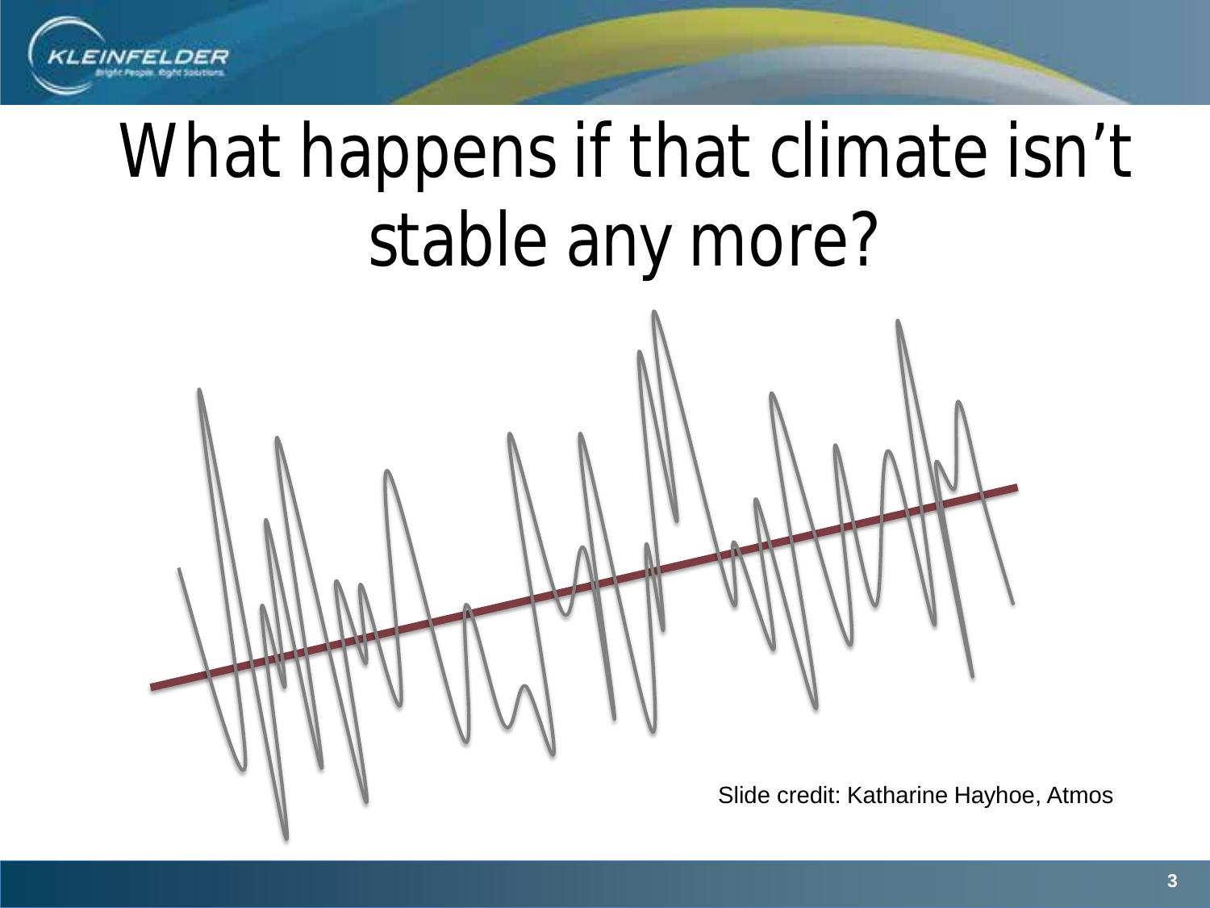# What happens if that climate isn't stable any more?

Slide credit: Katharine Hayhoe, Atmos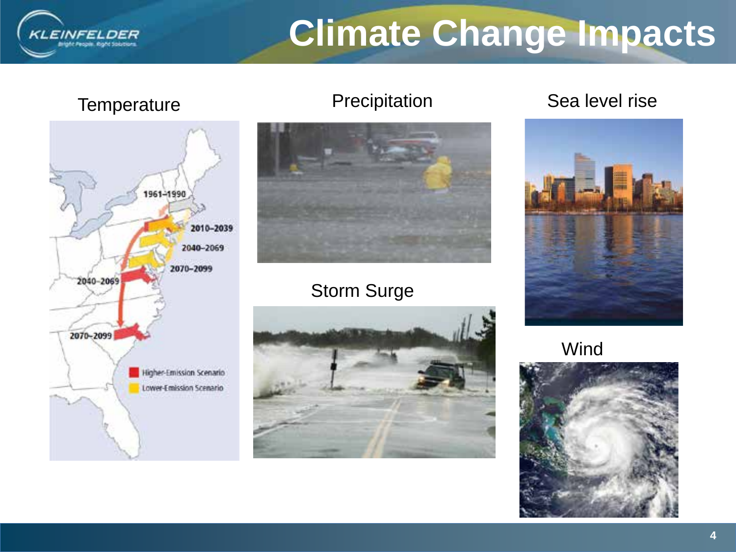# Climate Change Impacts

Temperature

1961–1990

2010–2039

2040–2069

2070–2099

2040–2069

2070–2099

Higher-Emission Scenario

Lower-Emission Scenario

Precipitation

Storm Surge

Sea level rise

Wind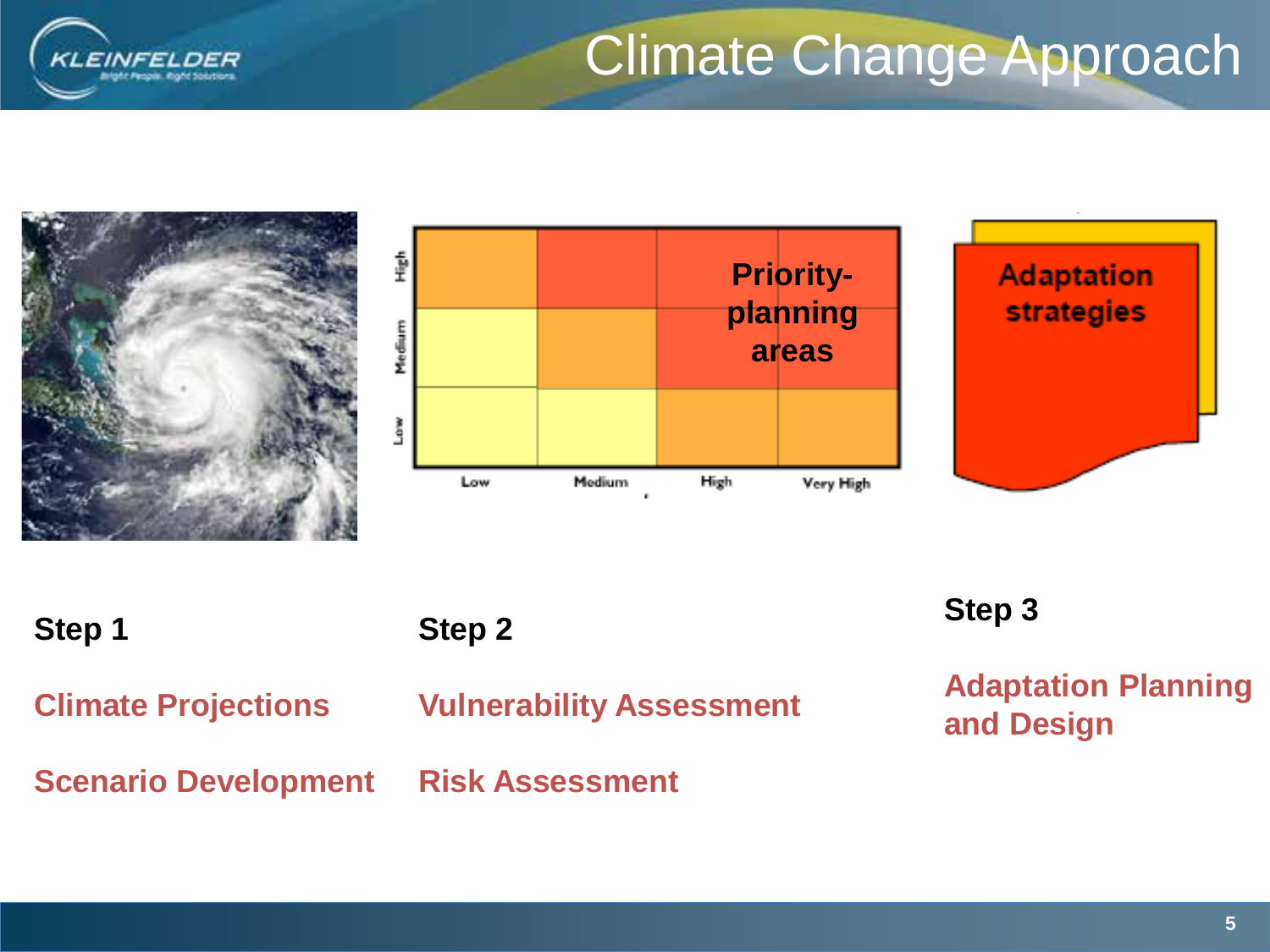# Climate Change Approach

Priority-planning areas

Adaptation strategies

**Step 1**

**Climate Projections**

**Scenario Development**

**Step 2**

**Vulnerability Assessment**

**Risk Assessment**

**Step 3**

**Adaptation Planning and Design**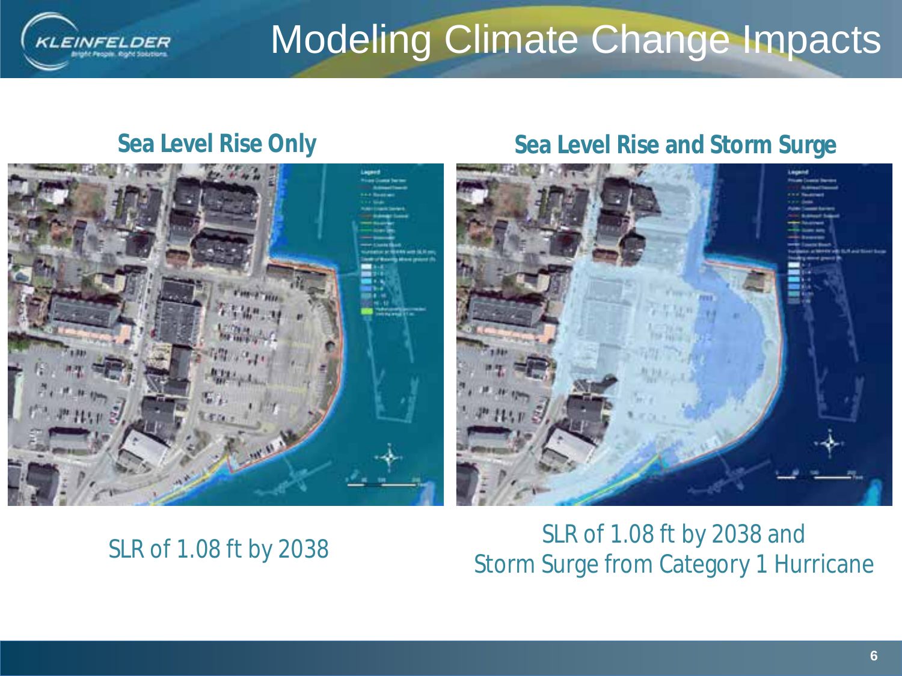# Modeling Climate Change Impacts

## Sea Level Rise Only

SLR of 1.08 ft by 2038

## Sea Level Rise and Storm Surge

SLR of 1.08 ft by 2038 and
Storm Surge from Category 1 Hurricane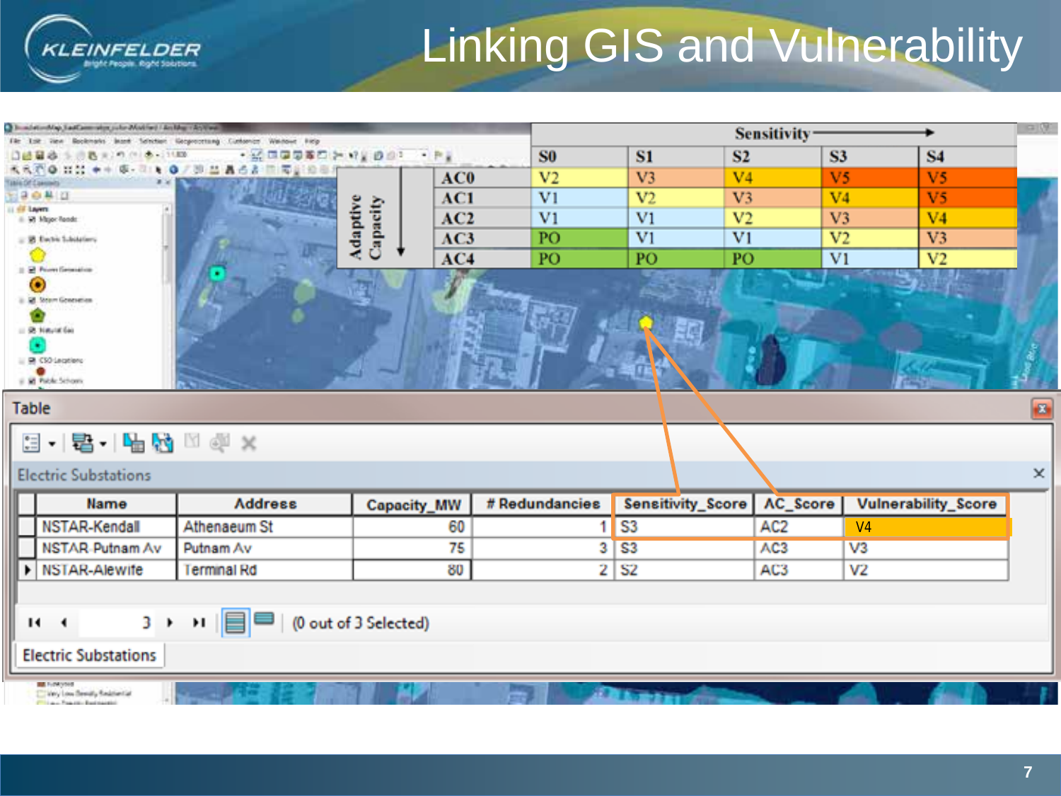# Linking GIS and Vulnerability

| | Sensitivity → S0 | S1 | S2 | S3 | S4 |
|---|---|---|---|---|---|
| **Adaptive Capacity ↓ AC0** | V2 | V3 | V4 | V5 | V5 |
| **AC1** | V1 | V2 | V3 | V4 | V5 |
| **AC2** | V1 | V1 | V2 | V3 | V4 |
| **AC3** | PO | V1 | V1 | V2 | V3 |
| **AC4** | PO | PO | PO | V1 | V2 |

**Table — Electric Substations**

| Name | Address | Capacity_MW | # Redundancies | Sensitivity_Score | AC_Score | Vulnerability_Score |
|---|---|---|---|---|---|---|
| NSTAR-Kendall | Athenaeum St | 60 | 1 | S3 | AC2 | V4 |
| NSTAR Putnam Av | Putnam Av | 75 | 3 | S3 | AC3 | V3 |
| NSTAR-Alewife | Terminal Rd | 80 | 2 | S2 | AC3 | V2 |

(0 out of 3 Selected)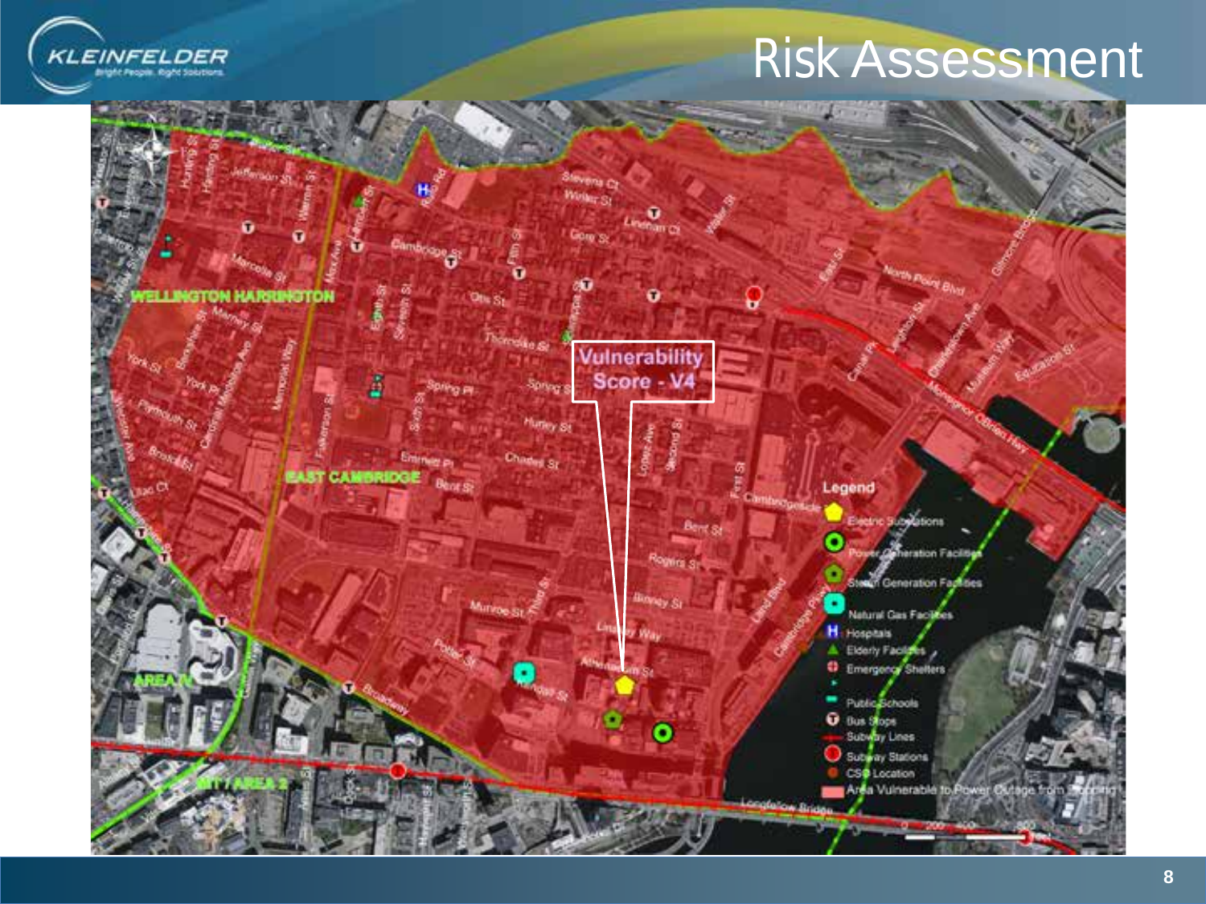# Risk Assessment

Vulnerability Score - V4

**Legend**

- Electric Substations
- Power Generation Facilities
- Steam Generation Facilities
- Natural Gas Facilities
- Hospitals
- Elderly Facilities
- Emergency Shelters
- Public Schools
- Bus Stops
- Subway Lines
- Subway Stations
- CSO Location
- Area Vulnerable to Power Outage from Flooding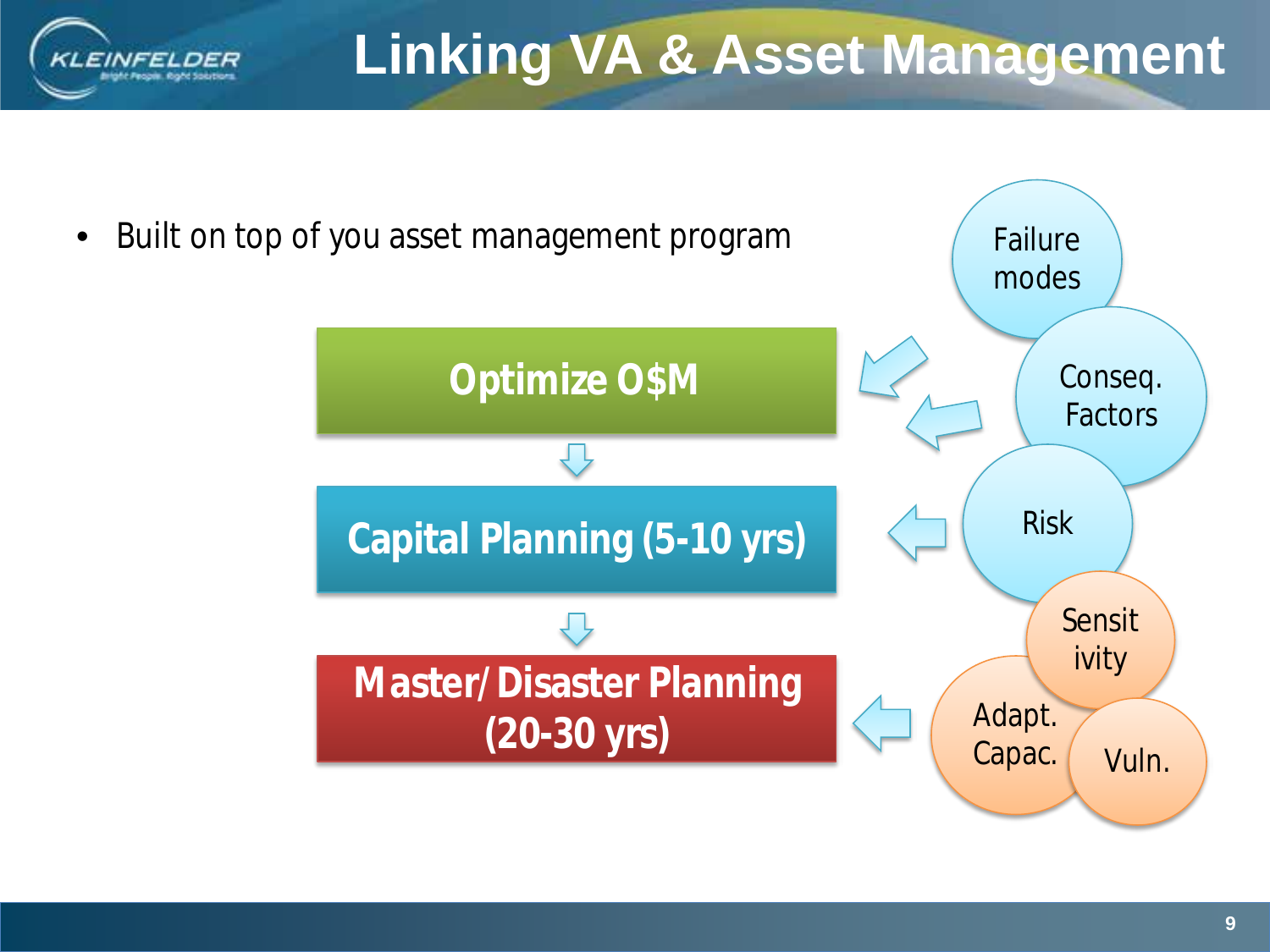# Linking VA & Asset Management

- Built on top of you asset management program

**Optimize O$M**

**Capital Planning (5-10 yrs)**

**Master/Disaster Planning (20-30 yrs)**

Failure modes

Conseq. Factors

Risk

Sensit ivity

Adapt. Capac.

Vuln.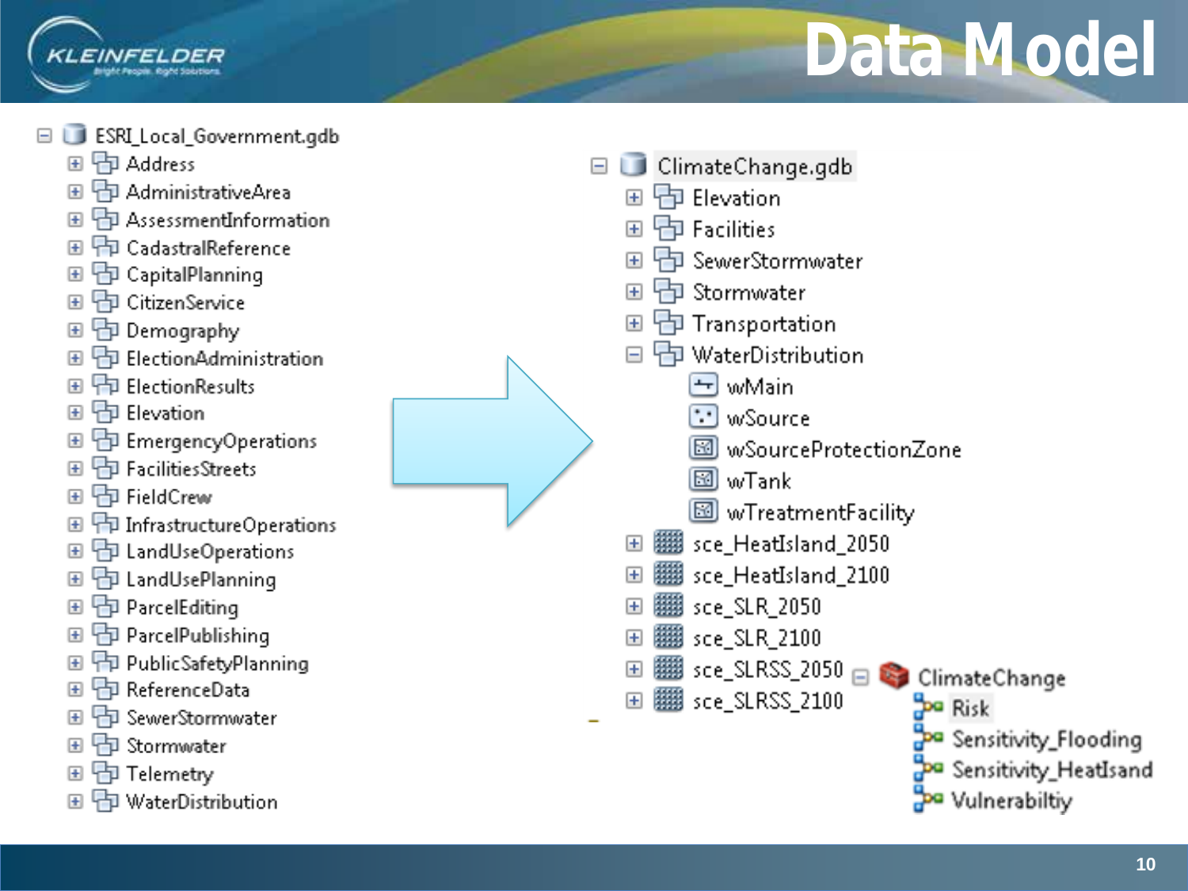# Data Model

- ESRI_Local_Government.gdb
  - Address
  - AdministrativeArea
  - AssessmentInformation
  - CadastralReference
  - CapitalPlanning
  - CitizenService
  - Demography
  - ElectionAdministration
  - ElectionResults
  - Elevation
  - EmergencyOperations
  - FacilitiesStreets
  - FieldCrew
  - InfrastructureOperations
  - LandUseOperations
  - LandUsePlanning
  - ParcelEditing
  - ParcelPublishing
  - PublicSafetyPlanning
  - ReferenceData
  - SewerStormwater
  - Stormwater
  - Telemetry
  - WaterDistribution

- ClimateChange.gdb
  - Elevation
  - Facilities
  - SewerStormwater
  - Stormwater
  - Transportation
  - WaterDistribution
    - wMain
    - wSource
    - wSourceProtectionZone
    - wTank
    - wTreatmentFacility
  - sce_HeatIsland_2050
  - sce_HeatIsland_2100
  - sce_SLR_2050
  - sce_SLR_2100
  - sce_SLRSS_2050
  - sce_SLRSS_2100

- ClimateChange
  - Risk
  - Sensitivity_Flooding
  - Sensitivity_HeatIsand
  - Vulnerabiltiy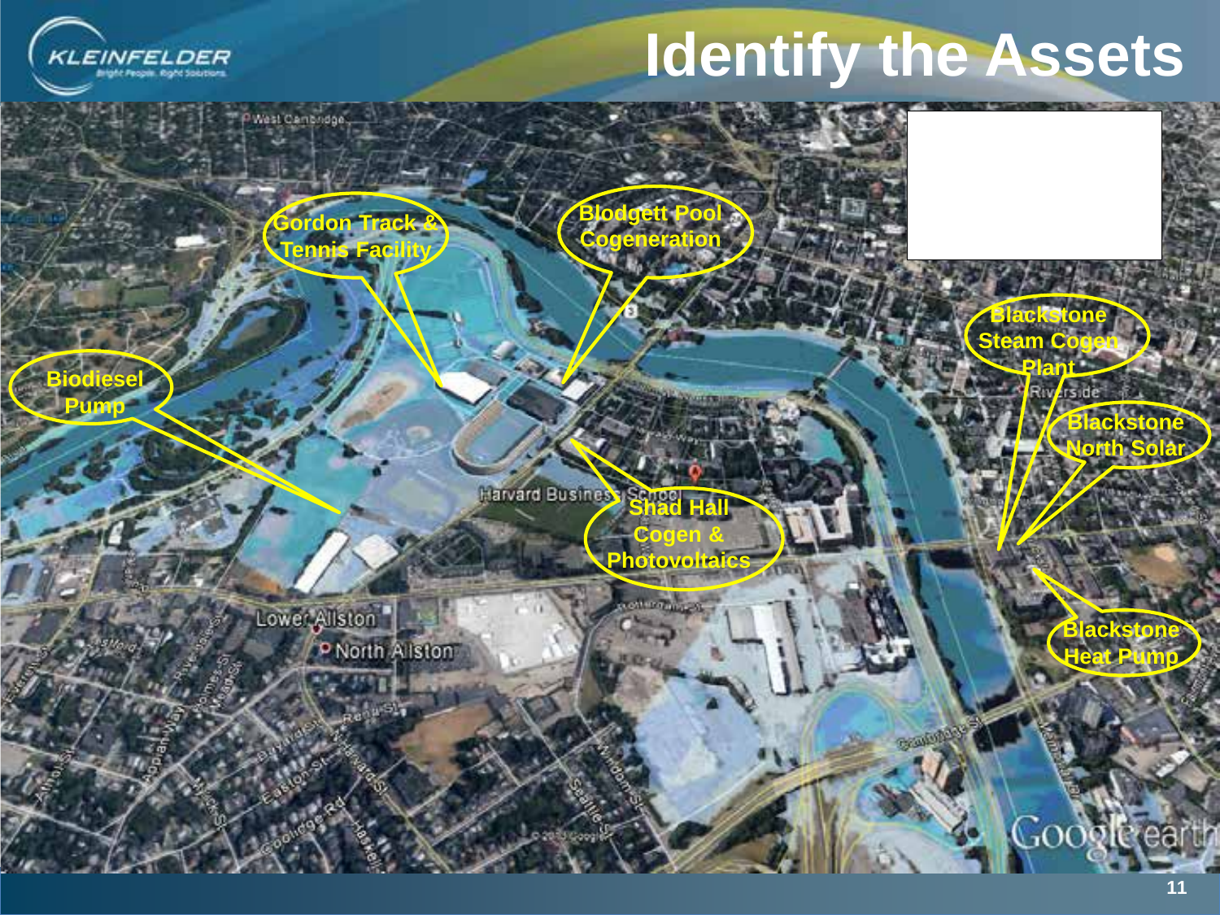# Identify the Assets

Gordon Track & Tennis Facility

Blodgett Pool Cogeneration

Biodiesel Pump

Shad Hall Cogen & Photovoltaics

Blackstone Steam Cogen Plant

Blackstone North Solar

Blackstone Heat Pump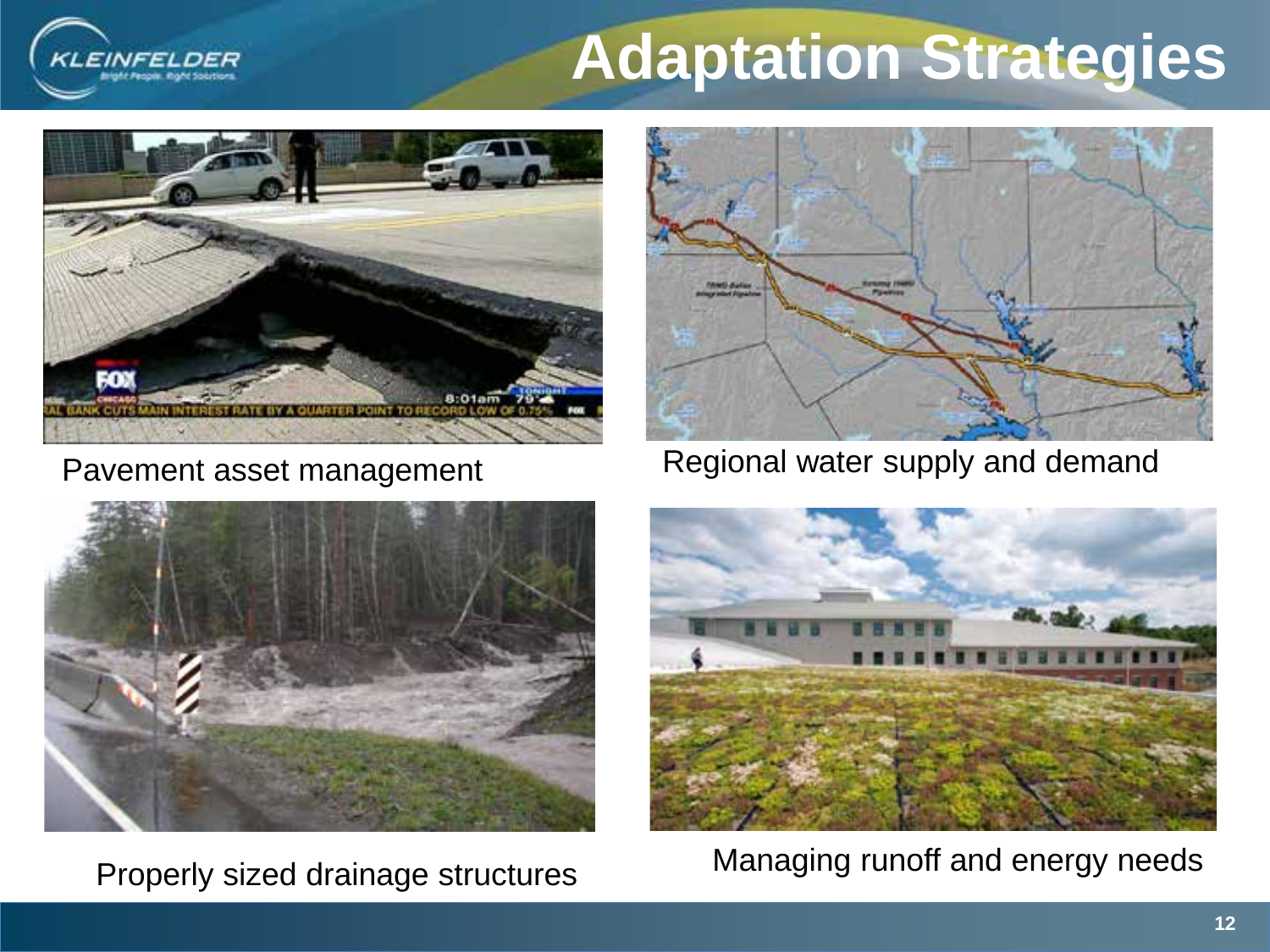# Adaptation Strategies

Pavement asset management

Regional water supply and demand

Properly sized drainage structures

Managing runoff and energy needs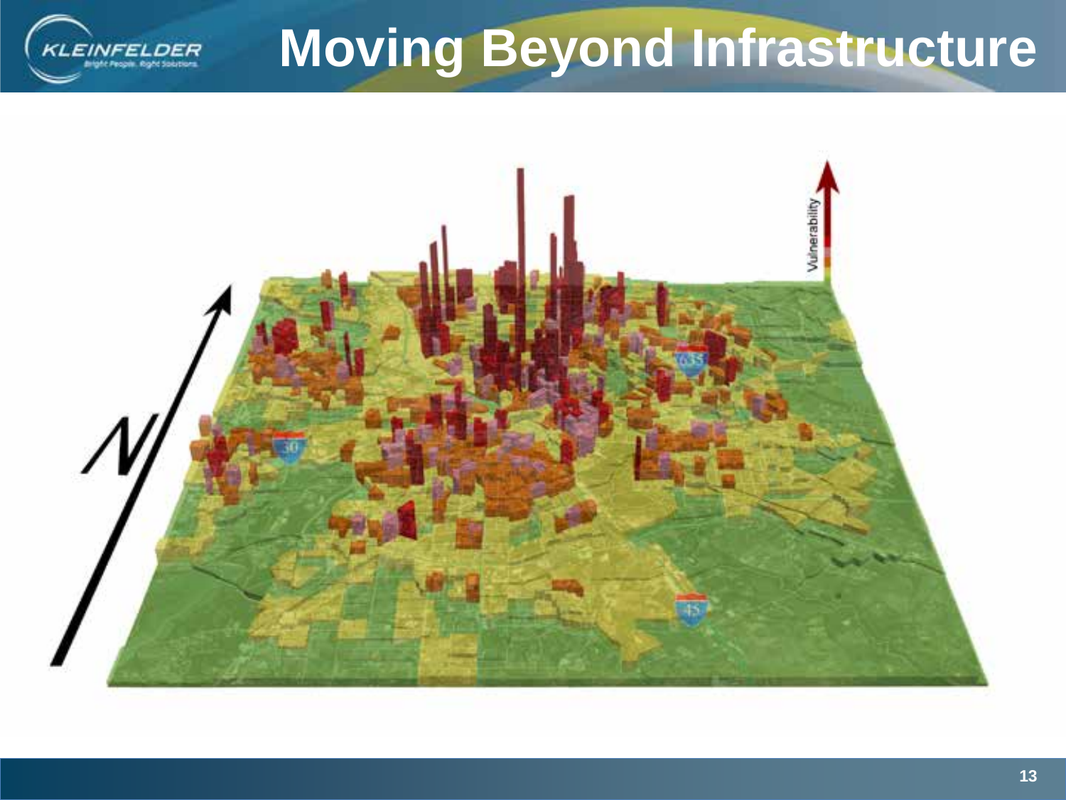# Moving Beyond Infrastructure

Vulnerability

N

30

635

45